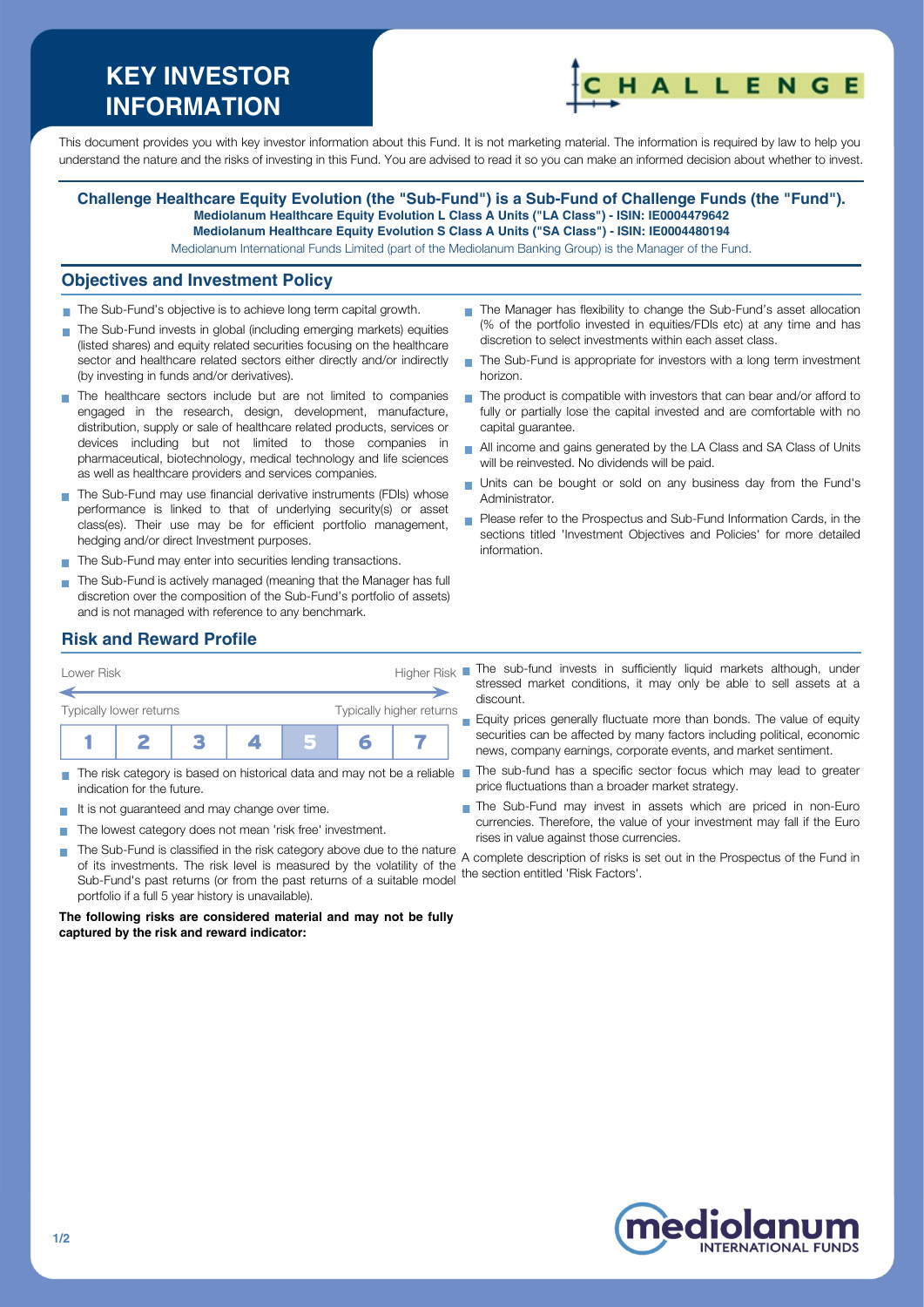# KEY INVESTOR INFORMATION

This document provides you with key investor information about this Fund. It is not marketing material. The information is required by law to help you understand the nature and the risks of investing in this Fund. You are advised to read it so you can make an informed decision about whether to invest.

**Challenge Healthcare Equity Evolution (the "Sub-Fund") is a Sub-Fund of Challenge Funds (the "Fund").**
**Mediolanum Healthcare Equity Evolution L Class A Units ("LA Class") - ISIN: IE0004479642**
**Mediolanum Healthcare Equity Evolution S Class A Units ("SA Class") - ISIN: IE0004480194**
Mediolanum International Funds Limited (part of the Mediolanum Banking Group) is the Manager of the Fund.

## Objectives and Investment Policy

- The Sub-Fund's objective is to achieve long term capital growth.
- The Sub-Fund invests in global (including emerging markets) equities (listed shares) and equity related securities focusing on the healthcare sector and healthcare related sectors either directly and/or indirectly (by investing in funds and/or derivatives).
- The healthcare sectors include but are not limited to companies engaged in the research, design, development, manufacture, distribution, supply or sale of healthcare related products, services or devices including but not limited to those companies in pharmaceutical, biotechnology, medical technology and life sciences as well as healthcare providers and services companies.
- The Sub-Fund may use financial derivative instruments (FDIs) whose performance is linked to that of underlying security(s) or asset class(es). Their use may be for efficient portfolio management, hedging and/or direct Investment purposes.
- The Sub-Fund may enter into securities lending transactions.
- The Sub-Fund is actively managed (meaning that the Manager has full discretion over the composition of the Sub-Fund's portfolio of assets) and is not managed with reference to any benchmark.
- The Manager has flexibility to change the Sub-Fund's asset allocation (% of the portfolio invested in equities/FDIs etc) at any time and has discretion to select investments within each asset class.
- The Sub-Fund is appropriate for investors with a long term investment horizon.
- The product is compatible with investors that can bear and/or afford to fully or partially lose the capital invested and are comfortable with no capital guarantee.
- All income and gains generated by the LA Class and SA Class of Units will be reinvested. No dividends will be paid.
- Units can be bought or sold on any business day from the Fund's Administrator.
- Please refer to the Prospectus and Sub-Fund Information Cards, in the sections titled 'Investment Objectives and Policies' for more detailed information.

## Risk and Reward Profile

| Lower Risk | | | | | | Higher Risk |
|---|---|---|---|---|---|---|
| Typically lower returns | | | | | | Typically higher returns |
| 1 | 2 | 3 | 4 | **5** | 6 | 7 |

- The risk category is based on historical data and may not be a reliable indication for the future.
- It is not guaranteed and may change over time.
- The lowest category does not mean 'risk free' investment.
- The Sub-Fund is classified in the risk category above due to the nature of its investments. The risk level is measured by the volatility of the Sub-Fund's past returns (or from the past returns of a suitable model portfolio if a full 5 year history is unavailable).

**The following risks are considered material and may not be fully captured by the risk and reward indicator:**

- The sub-fund invests in sufficiently liquid markets although, under stressed market conditions, it may only be able to sell assets at a discount.
- Equity prices generally fluctuate more than bonds. The value of equity securities can be affected by many factors including political, economic news, company earnings, corporate events, and market sentiment.
- The sub-fund has a specific sector focus which may lead to greater price fluctuations than a broader market strategy.
- The Sub-Fund may invest in assets which are priced in non-Euro currencies. Therefore, the value of your investment may fall if the Euro rises in value against those currencies.

A complete description of risks is set out in the Prospectus of the Fund in the section entitled 'Risk Factors'.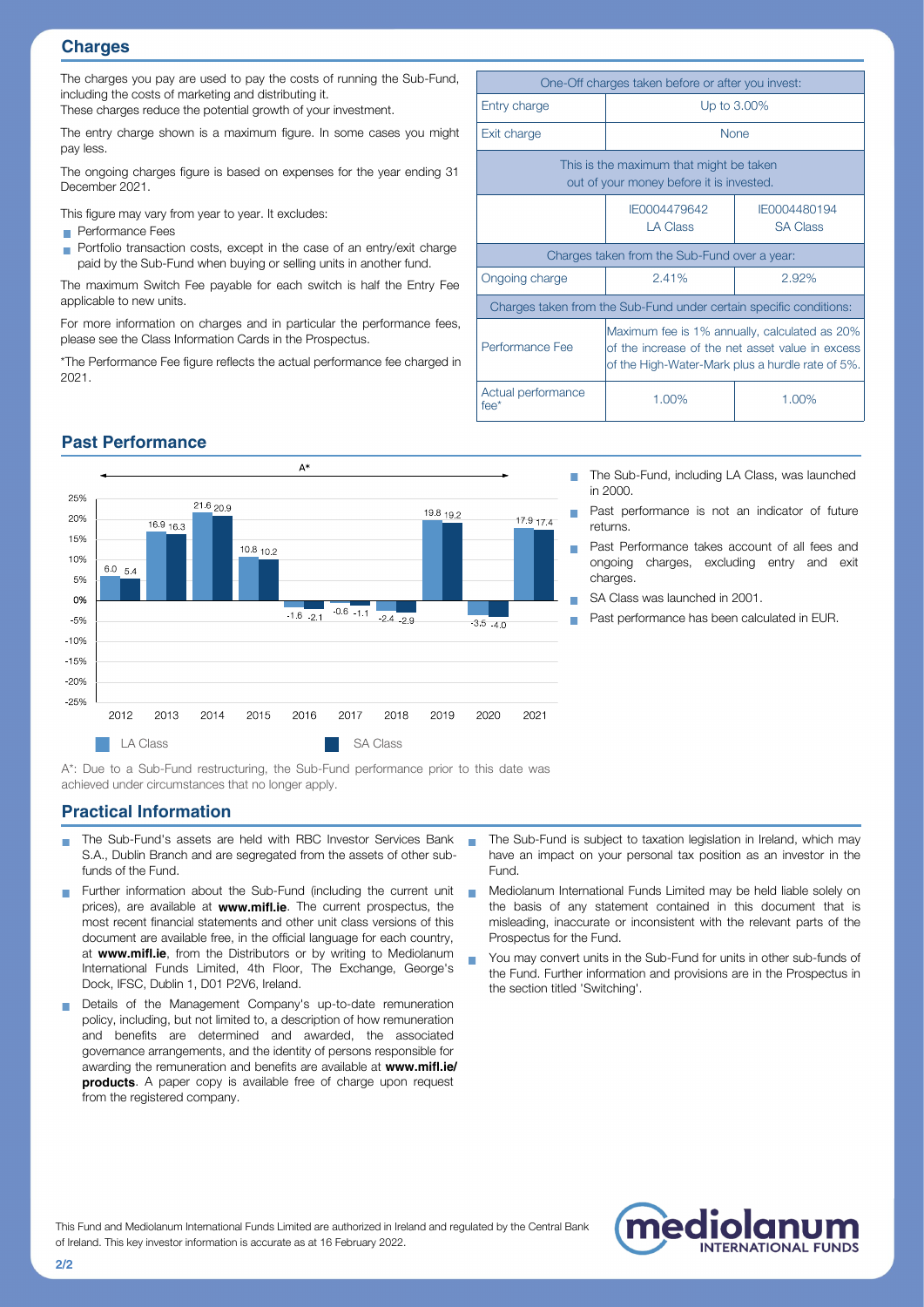## Charges

The charges you pay are used to pay the costs of running the Sub-Fund, including the costs of marketing and distributing it.
These charges reduce the potential growth of your investment.

The entry charge shown is a maximum figure. In some cases you might pay less.

The ongoing charges figure is based on expenses for the year ending 31 December 2021.

This figure may vary from year to year. It excludes:

- Performance Fees
- Portfolio transaction costs, except in the case of an entry/exit charge paid by the Sub-Fund when buying or selling units in another fund.

The maximum Switch Fee payable for each switch is half the Entry Fee applicable to new units.

For more information on charges and in particular the performance fees, please see the Class Information Cards in the Prospectus.

*The Performance Fee figure reflects the actual performance fee charged in 2021.

| One-Off charges taken before or after you invest: | | |
|---|---|---|
| Entry charge | Up to 3.00% | |
| Exit charge | None | |
| This is the maximum that might be taken out of your money before it is invested. | | |
| | IE0004479642 LA Class | IE0004480194 SA Class |
| Charges taken from the Sub-Fund over a year: | | |
| Ongoing charge | 2.41% | 2.92% |
| Charges taken from the Sub-Fund under certain specific conditions: | | |
| Performance Fee | Maximum fee is 1% annually, calculated as 20% of the increase of the net asset value in excess of the High-Water-Mark plus a hurdle rate of 5%. | |
| Actual performance fee* | 1.00% | 1.00% |

## Past Performance

A*

25%
20%
15%
10%
5%
0%
-5%
-10%
-15%
-20%
-25%

6.0 5.4
16.9 16.3
21.6 20.9
10.8 10.2
-1.6 -2.1
-0.6 -1.1
-2.4 -2.9
19.8 19.2
-3.5 -4.0
17.9 17.4

2012 2013 2014 2015 2016 2017 2018 2019 2020 2021

LA Class SA Class

A*: Due to a Sub-Fund restructuring, the Sub-Fund performance prior to this date was achieved under circumstances that no longer apply.

- The Sub-Fund, including LA Class, was launched in 2000.
- Past performance is not an indicator of future returns.
- Past Performance takes account of all fees and ongoing charges, excluding entry and exit charges.
- SA Class was launched in 2001.
- Past performance has been calculated in EUR.

## Practical Information

- The Sub-Fund's assets are held with RBC Investor Services Bank S.A., Dublin Branch and are segregated from the assets of other sub-funds of the Fund.
- Further information about the Sub-Fund (including the current unit prices), are available at **www.mifl.ie**. The current prospectus, the most recent financial statements and other unit class versions of this document are available free, in the official language for each country, at **www.mifl.ie**, from the Distributors or by writing to Mediolanum International Funds Limited, 4th Floor, The Exchange, George's Dock, IFSC, Dublin 1, D01 P2V6, Ireland.
- Details of the Management Company's up-to-date remuneration policy, including, but not limited to, a description of how remuneration and benefits are determined and awarded, the associated governance arrangements, and the identity of persons responsible for awarding the remuneration and benefits are available at **www.mifl.ie/products**. A paper copy is available free of charge upon request from the registered company.
- The Sub-Fund is subject to taxation legislation in Ireland, which may have an impact on your personal tax position as an investor in the Fund.
- Mediolanum International Funds Limited may be held liable solely on the basis of any statement contained in this document that is misleading, inaccurate or inconsistent with the relevant parts of the Prospectus for the Fund.
- You may convert units in the Sub-Fund for units in other sub-funds of the Fund. Further information and provisions are in the Prospectus in the section titled 'Switching'.

This Fund and Mediolanum International Funds Limited are authorized in Ireland and regulated by the Central Bank of Ireland. This key investor information is accurate as at 16 February 2022.